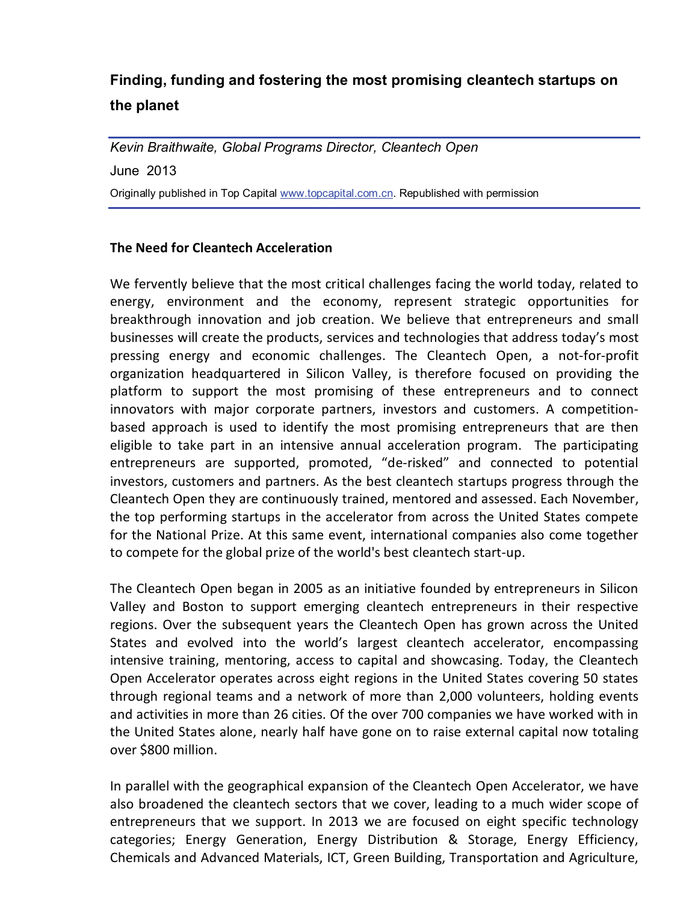# Finding, funding and fostering the most promising cleantech startups on the planet

*Kevin Braithwaite, Global Programs Director, Cleantech Open*

June 2013

Originally published in Top Capital [www.topcapital.com.cn](http://www.topcapital.com.cn). Republished with permission

---

## The Need for Cleantech Acceleration

We fervently believe that the most critical challenges facing the world today, related to energy, environment and the economy, represent strategic opportunities for breakthrough innovation and job creation. We believe that entrepreneurs and small businesses will create the products, services and technologies that address today's most pressing energy and economic challenges. The Cleantech Open, a not-for-profit organization headquartered in Silicon Valley, is therefore focused on providing the platform to support the most promising of these entrepreneurs and to connect innovators with major corporate partners, investors and customers. A competition-based approach is used to identify the most promising entrepreneurs that are then eligible to take part in an intensive annual acceleration program. The participating entrepreneurs are supported, promoted, "de-risked" and connected to potential investors, customers and partners. As the best cleantech startups progress through the Cleantech Open they are continuously trained, mentored and assessed. Each November, the top performing startups in the accelerator from across the United States compete for the National Prize. At this same event, international companies also come together to compete for the global prize of the world's best cleantech start-up.

The Cleantech Open began in 2005 as an initiative founded by entrepreneurs in Silicon Valley and Boston to support emerging cleantech entrepreneurs in their respective regions. Over the subsequent years the Cleantech Open has grown across the United States and evolved into the world's largest cleantech accelerator, encompassing intensive training, mentoring, access to capital and showcasing. Today, the Cleantech Open Accelerator operates across eight regions in the United States covering 50 states through regional teams and a network of more than 2,000 volunteers, holding events and activities in more than 26 cities. Of the over 700 companies we have worked with in the United States alone, nearly half have gone on to raise external capital now totaling over $800 million.

In parallel with the geographical expansion of the Cleantech Open Accelerator, we have also broadened the cleantech sectors that we cover, leading to a much wider scope of entrepreneurs that we support. In 2013 we are focused on eight specific technology categories; Energy Generation, Energy Distribution & Storage, Energy Efficiency, Chemicals and Advanced Materials, ICT, Green Building, Transportation and Agriculture,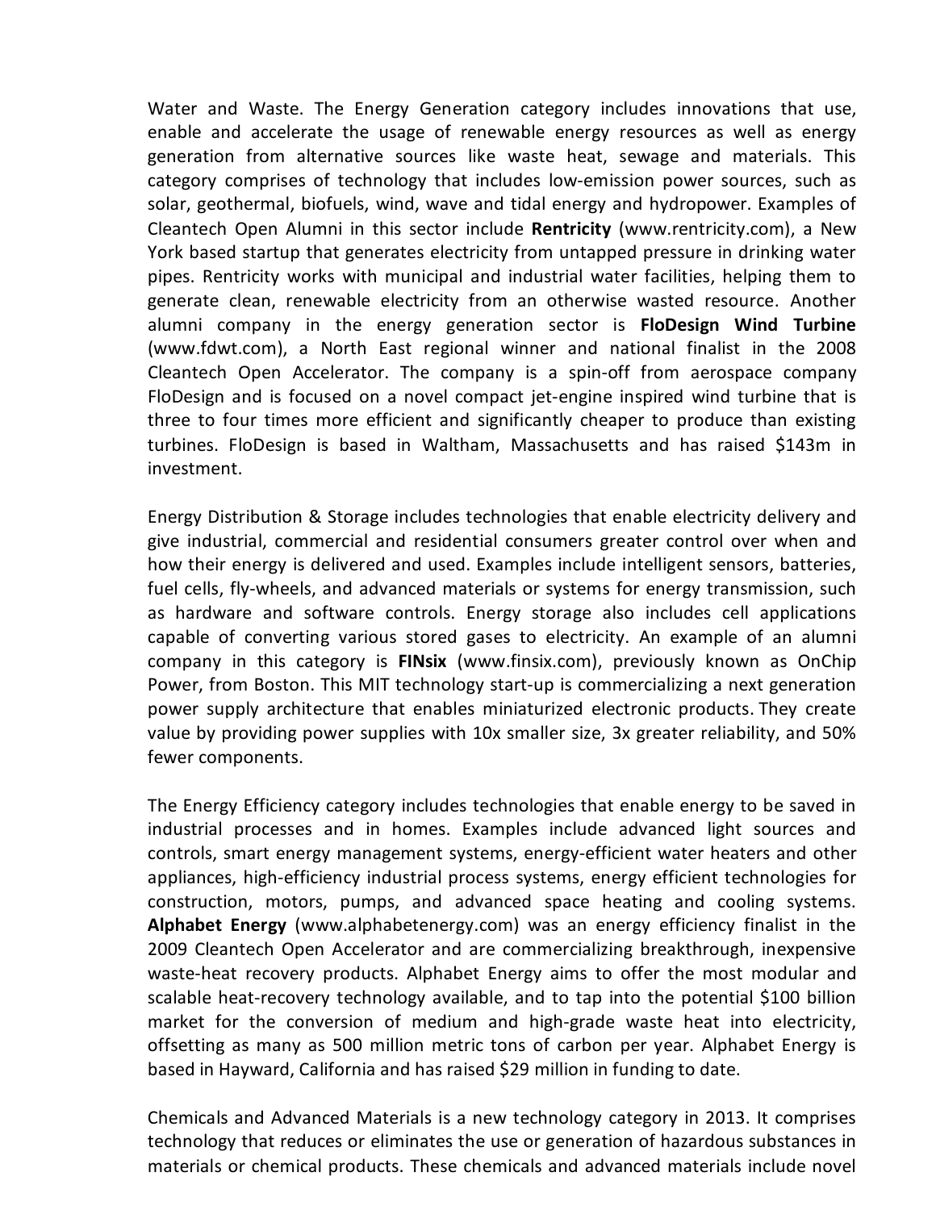Water and Waste. The Energy Generation category includes innovations that use, enable and accelerate the usage of renewable energy resources as well as energy generation from alternative sources like waste heat, sewage and materials. This category comprises of technology that includes low-emission power sources, such as solar, geothermal, biofuels, wind, wave and tidal energy and hydropower. Examples of Cleantech Open Alumni in this sector include **Rentricity** (www.rentricity.com), a New York based startup that generates electricity from untapped pressure in drinking water pipes. Rentricity works with municipal and industrial water facilities, helping them to generate clean, renewable electricity from an otherwise wasted resource. Another alumni company in the energy generation sector is **FloDesign Wind Turbine** (www.fdwt.com), a North East regional winner and national finalist in the 2008 Cleantech Open Accelerator. The company is a spin-off from aerospace company FloDesign and is focused on a novel compact jet-engine inspired wind turbine that is three to four times more efficient and significantly cheaper to produce than existing turbines. FloDesign is based in Waltham, Massachusetts and has raised $143m in investment.

Energy Distribution & Storage includes technologies that enable electricity delivery and give industrial, commercial and residential consumers greater control over when and how their energy is delivered and used. Examples include intelligent sensors, batteries, fuel cells, fly-wheels, and advanced materials or systems for energy transmission, such as hardware and software controls. Energy storage also includes cell applications capable of converting various stored gases to electricity. An example of an alumni company in this category is **FINsix** (www.finsix.com), previously known as OnChip Power, from Boston. This MIT technology start-up is commercializing a next generation power supply architecture that enables miniaturized electronic products. They create value by providing power supplies with 10x smaller size, 3x greater reliability, and 50% fewer components.

The Energy Efficiency category includes technologies that enable energy to be saved in industrial processes and in homes. Examples include advanced light sources and controls, smart energy management systems, energy-efficient water heaters and other appliances, high-efficiency industrial process systems, energy efficient technologies for construction, motors, pumps, and advanced space heating and cooling systems. **Alphabet Energy** (www.alphabetenergy.com) was an energy efficiency finalist in the 2009 Cleantech Open Accelerator and are commercializing breakthrough, inexpensive waste-heat recovery products. Alphabet Energy aims to offer the most modular and scalable heat-recovery technology available, and to tap into the potential $100 billion market for the conversion of medium and high-grade waste heat into electricity, offsetting as many as 500 million metric tons of carbon per year. Alphabet Energy is based in Hayward, California and has raised $29 million in funding to date.

Chemicals and Advanced Materials is a new technology category in 2013. It comprises technology that reduces or eliminates the use or generation of hazardous substances in materials or chemical products. These chemicals and advanced materials include novel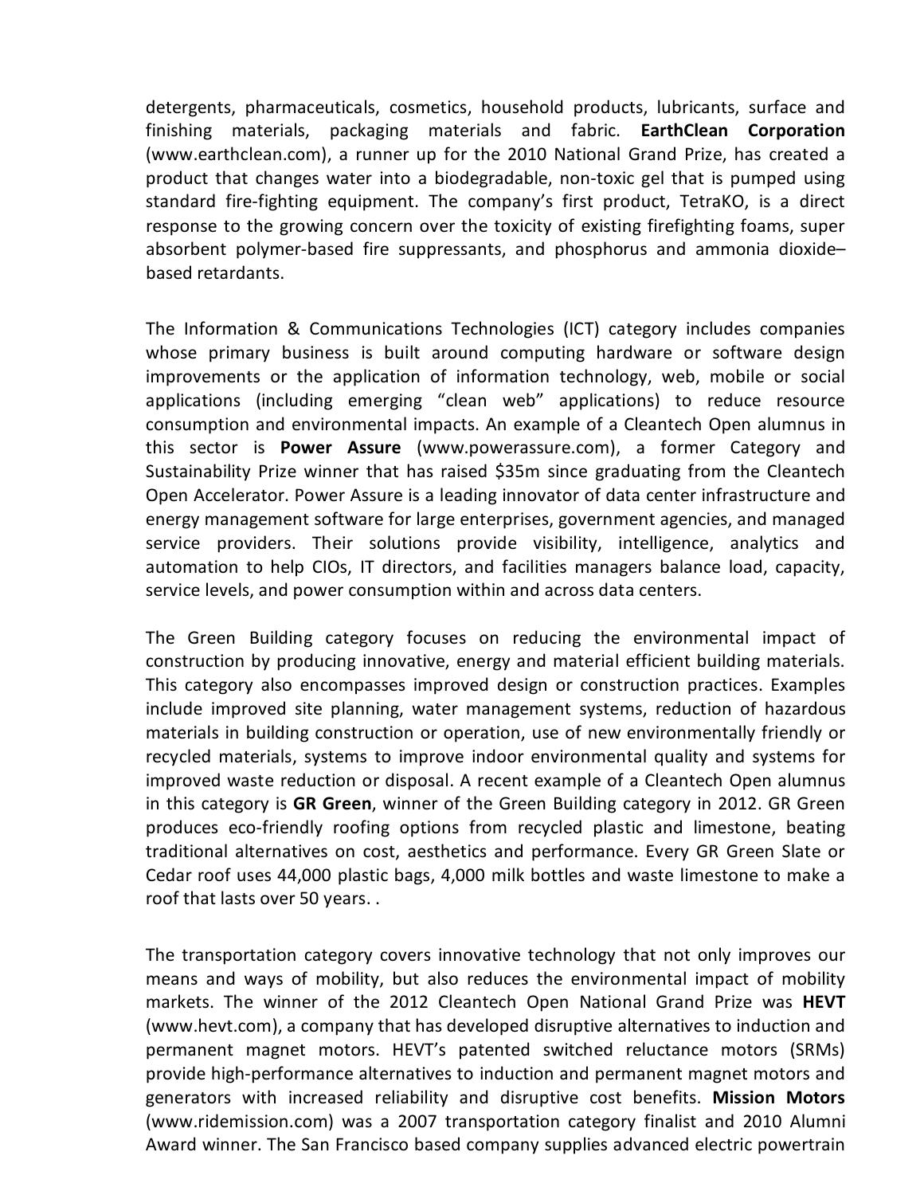detergents, pharmaceuticals, cosmetics, household products, lubricants, surface and finishing materials, packaging materials and fabric. **EarthClean Corporation** (www.earthclean.com), a runner up for the 2010 National Grand Prize, has created a product that changes water into a biodegradable, non-toxic gel that is pumped using standard fire-fighting equipment. The company's first product, TetraKO, is a direct response to the growing concern over the toxicity of existing firefighting foams, super absorbent polymer-based fire suppressants, and phosphorus and ammonia dioxide–based retardants.

The Information & Communications Technologies (ICT) category includes companies whose primary business is built around computing hardware or software design improvements or the application of information technology, web, mobile or social applications (including emerging "clean web" applications) to reduce resource consumption and environmental impacts. An example of a Cleantech Open alumnus in this sector is **Power Assure** (www.powerassure.com), a former Category and Sustainability Prize winner that has raised $35m since graduating from the Cleantech Open Accelerator. Power Assure is a leading innovator of data center infrastructure and energy management software for large enterprises, government agencies, and managed service providers. Their solutions provide visibility, intelligence, analytics and automation to help CIOs, IT directors, and facilities managers balance load, capacity, service levels, and power consumption within and across data centers.

The Green Building category focuses on reducing the environmental impact of construction by producing innovative, energy and material efficient building materials. This category also encompasses improved design or construction practices. Examples include improved site planning, water management systems, reduction of hazardous materials in building construction or operation, use of new environmentally friendly or recycled materials, systems to improve indoor environmental quality and systems for improved waste reduction or disposal. A recent example of a Cleantech Open alumnus in this category is **GR Green**, winner of the Green Building category in 2012. GR Green produces eco-friendly roofing options from recycled plastic and limestone, beating traditional alternatives on cost, aesthetics and performance. Every GR Green Slate or Cedar roof uses 44,000 plastic bags, 4,000 milk bottles and waste limestone to make a roof that lasts over 50 years. .

The transportation category covers innovative technology that not only improves our means and ways of mobility, but also reduces the environmental impact of mobility markets. The winner of the 2012 Cleantech Open National Grand Prize was **HEVT** (www.hevt.com), a company that has developed disruptive alternatives to induction and permanent magnet motors. HEVT's patented switched reluctance motors (SRMs) provide high-performance alternatives to induction and permanent magnet motors and generators with increased reliability and disruptive cost benefits. **Mission Motors** (www.ridemission.com) was a 2007 transportation category finalist and 2010 Alumni Award winner. The San Francisco based company supplies advanced electric powertrain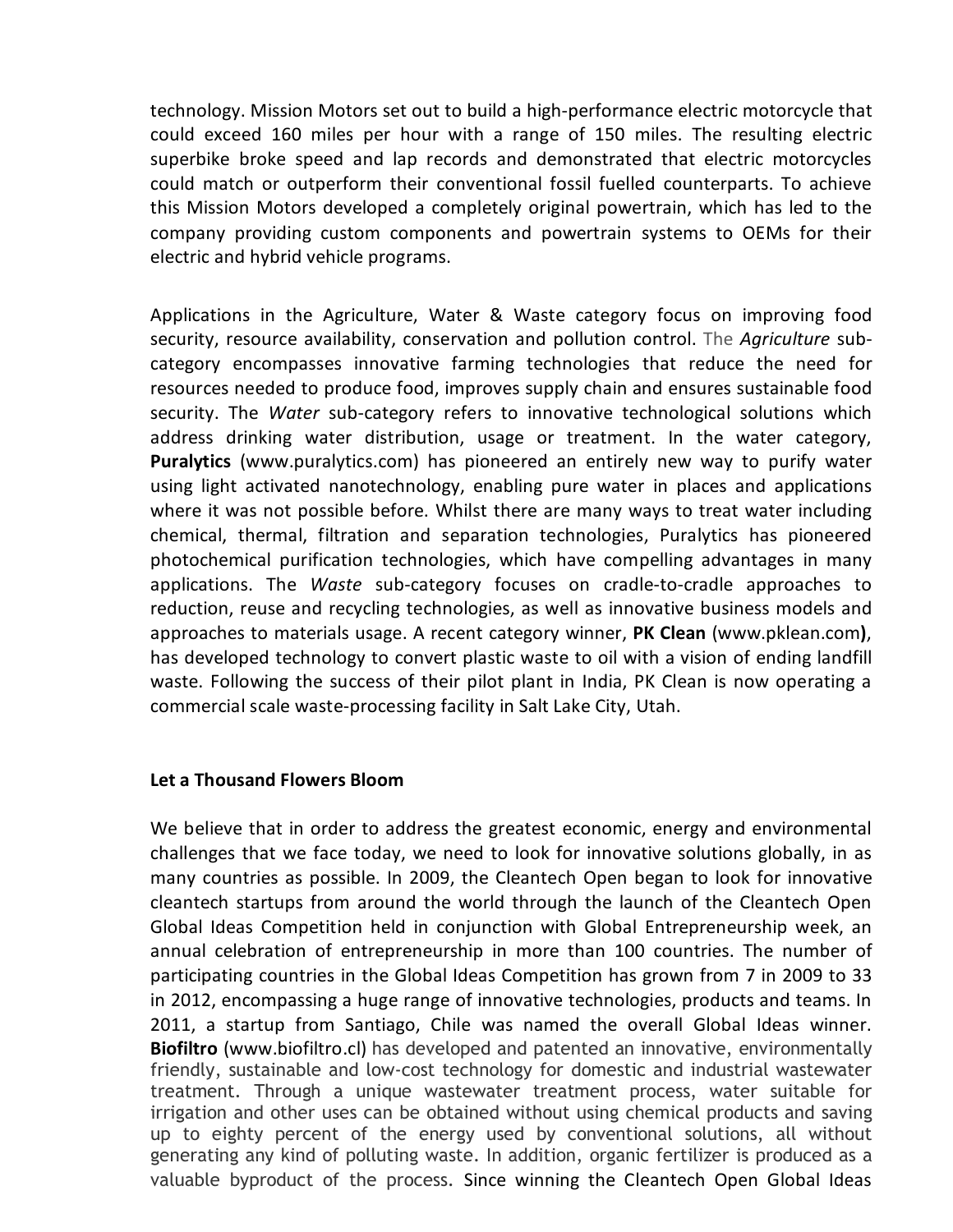technology. Mission Motors set out to build a high-performance electric motorcycle that could exceed 160 miles per hour with a range of 150 miles. The resulting electric superbike broke speed and lap records and demonstrated that electric motorcycles could match or outperform their conventional fossil fuelled counterparts. To achieve this Mission Motors developed a completely original powertrain, which has led to the company providing custom components and powertrain systems to OEMs for their electric and hybrid vehicle programs.

Applications in the Agriculture, Water & Waste category focus on improving food security, resource availability, conservation and pollution control. The *Agriculture* sub-category encompasses innovative farming technologies that reduce the need for resources needed to produce food, improves supply chain and ensures sustainable food security. The *Water* sub-category refers to innovative technological solutions which address drinking water distribution, usage or treatment. In the water category, **Puralytics** (www.puralytics.com) has pioneered an entirely new way to purify water using light activated nanotechnology, enabling pure water in places and applications where it was not possible before. Whilst there are many ways to treat water including chemical, thermal, filtration and separation technologies, Puralytics has pioneered photochemical purification technologies, which have compelling advantages in many applications. The *Waste* sub-category focuses on cradle-to-cradle approaches to reduction, reuse and recycling technologies, as well as innovative business models and approaches to materials usage. A recent category winner, **PK Clean** (www.pklean.com**)**, has developed technology to convert plastic waste to oil with a vision of ending landfill waste. Following the success of their pilot plant in India, PK Clean is now operating a commercial scale waste-processing facility in Salt Lake City, Utah.

**Let a Thousand Flowers Bloom**

We believe that in order to address the greatest economic, energy and environmental challenges that we face today, we need to look for innovative solutions globally, in as many countries as possible. In 2009, the Cleantech Open began to look for innovative cleantech startups from around the world through the launch of the Cleantech Open Global Ideas Competition held in conjunction with Global Entrepreneurship week, an annual celebration of entrepreneurship in more than 100 countries. The number of participating countries in the Global Ideas Competition has grown from 7 in 2009 to 33 in 2012, encompassing a huge range of innovative technologies, products and teams. In 2011, a startup from Santiago, Chile was named the overall Global Ideas winner. **Biofiltro** (www.biofiltro.cl) has developed and patented an innovative, environmentally friendly, sustainable and low-cost technology for domestic and industrial wastewater treatment. Through a unique wastewater treatment process, water suitable for irrigation and other uses can be obtained without using chemical products and saving up to eighty percent of the energy used by conventional solutions, all without generating any kind of polluting waste. In addition, organic fertilizer is produced as a valuable byproduct of the process. Since winning the Cleantech Open Global Ideas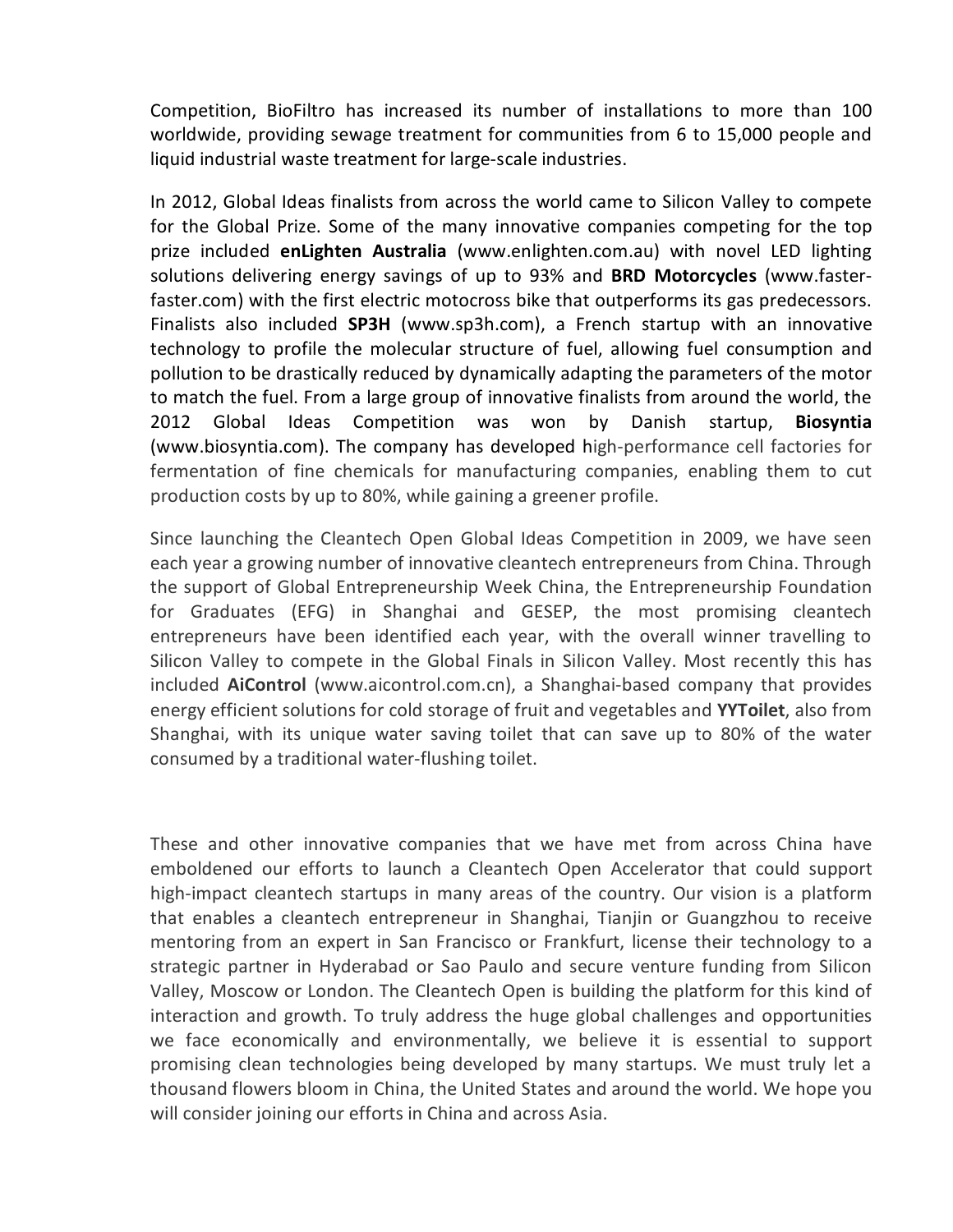Competition, BioFiltro has increased its number of installations to more than 100 worldwide, providing sewage treatment for communities from 6 to 15,000 people and liquid industrial waste treatment for large-scale industries.

In 2012, Global Ideas finalists from across the world came to Silicon Valley to compete for the Global Prize. Some of the many innovative companies competing for the top prize included **enLighten Australia** (www.enlighten.com.au) with novel LED lighting solutions delivering energy savings of up to 93% and **BRD Motorcycles** (www.faster-faster.com) with the first electric motocross bike that outperforms its gas predecessors. Finalists also included **SP3H** (www.sp3h.com), a French startup with an innovative technology to profile the molecular structure of fuel, allowing fuel consumption and pollution to be drastically reduced by dynamically adapting the parameters of the motor to match the fuel. From a large group of innovative finalists from around the world, the 2012 Global Ideas Competition was won by Danish startup, **Biosyntia** (www.biosyntia.com). The company has developed high-performance cell factories for fermentation of fine chemicals for manufacturing companies, enabling them to cut production costs by up to 80%, while gaining a greener profile.

Since launching the Cleantech Open Global Ideas Competition in 2009, we have seen each year a growing number of innovative cleantech entrepreneurs from China. Through the support of Global Entrepreneurship Week China, the Entrepreneurship Foundation for Graduates (EFG) in Shanghai and GESEP, the most promising cleantech entrepreneurs have been identified each year, with the overall winner travelling to Silicon Valley to compete in the Global Finals in Silicon Valley. Most recently this has included **AiControl** (www.aicontrol.com.cn), a Shanghai-based company that provides energy efficient solutions for cold storage of fruit and vegetables and **YYToilet**, also from Shanghai, with its unique water saving toilet that can save up to 80% of the water consumed by a traditional water-flushing toilet.

These and other innovative companies that we have met from across China have emboldened our efforts to launch a Cleantech Open Accelerator that could support high-impact cleantech startups in many areas of the country. Our vision is a platform that enables a cleantech entrepreneur in Shanghai, Tianjin or Guangzhou to receive mentoring from an expert in San Francisco or Frankfurt, license their technology to a strategic partner in Hyderabad or Sao Paulo and secure venture funding from Silicon Valley, Moscow or London. The Cleantech Open is building the platform for this kind of interaction and growth. To truly address the huge global challenges and opportunities we face economically and environmentally, we believe it is essential to support promising clean technologies being developed by many startups. We must truly let a thousand flowers bloom in China, the United States and around the world. We hope you will consider joining our efforts in China and across Asia.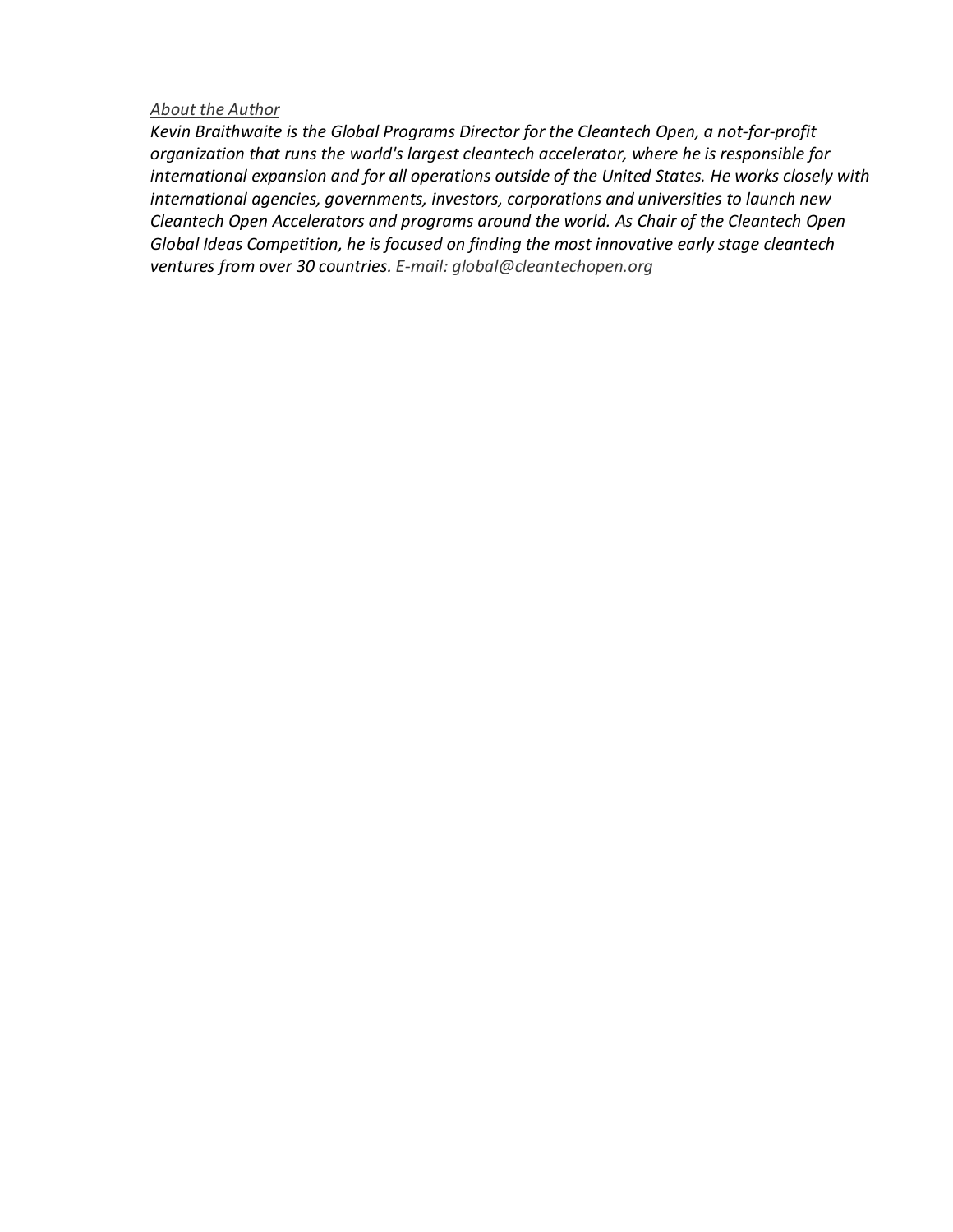*About the Author*

*Kevin Braithwaite is the Global Programs Director for the Cleantech Open, a not-for-profit organization that runs the world's largest cleantech accelerator, where he is responsible for international expansion and for all operations outside of the United States. He works closely with international agencies, governments, investors, corporations and universities to launch new Cleantech Open Accelerators and programs around the world. As Chair of the Cleantech Open Global Ideas Competition, he is focused on finding the most innovative early stage cleantech ventures from over 30 countries. E-mail: global@cleantechopen.org*